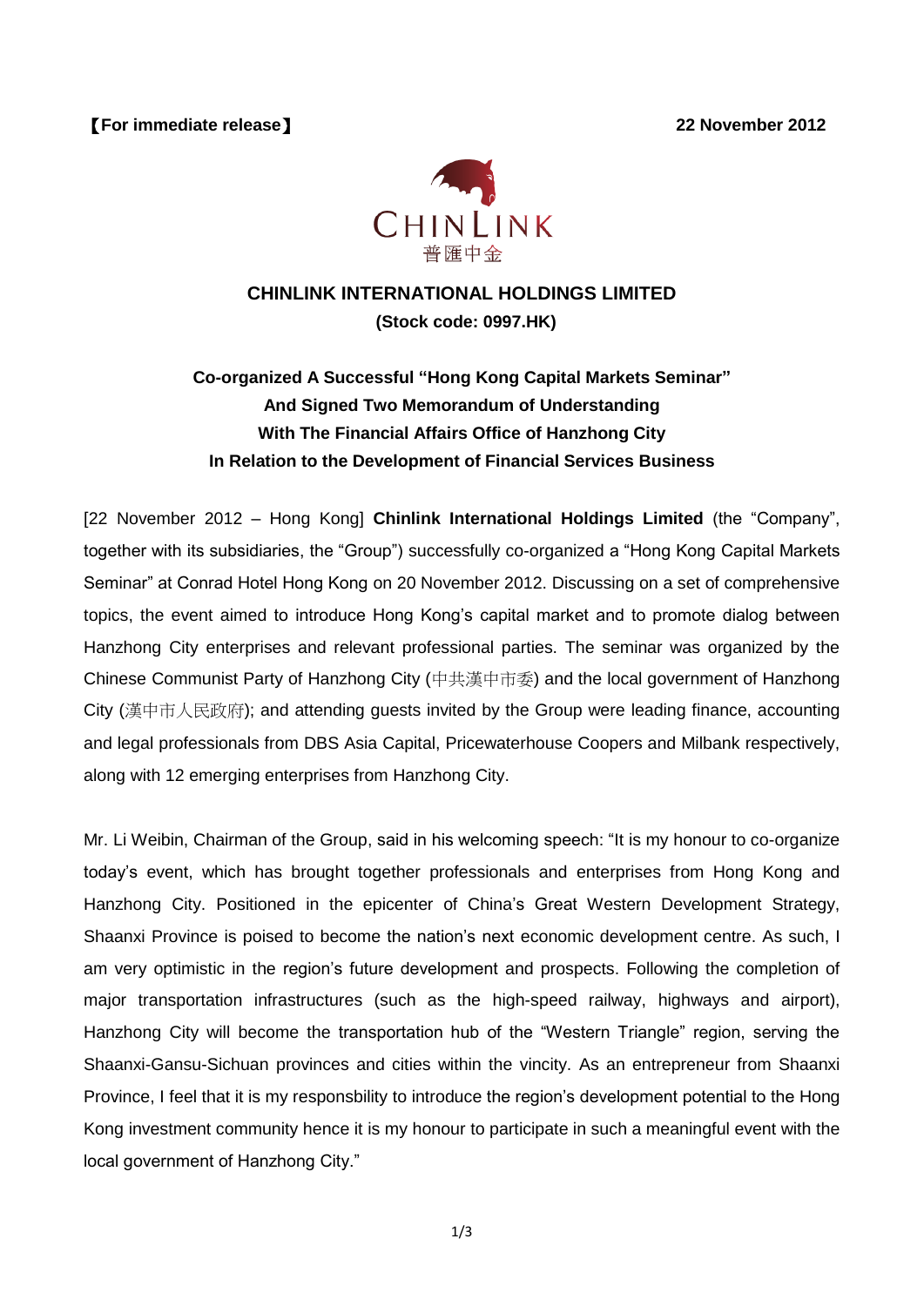【For immediate release】 22 November 2012

CHINLINK
普匯中金

**CHINLINK INTERNATIONAL HOLDINGS LIMITED**
**(Stock code: 0997.HK)**

## Co-organized A Successful "Hong Kong Capital Markets Seminar" And Signed Two Memorandum of Understanding With The Financial Affairs Office of Hanzhong City In Relation to the Development of Financial Services Business

[22 November 2012 – Hong Kong] **Chinlink International Holdings Limited** (the "Company", together with its subsidiaries, the "Group") successfully co-organized a "Hong Kong Capital Markets Seminar" at Conrad Hotel Hong Kong on 20 November 2012. Discussing on a set of comprehensive topics, the event aimed to introduce Hong Kong's capital market and to promote dialog between Hanzhong City enterprises and relevant professional parties. The seminar was organized by the Chinese Communist Party of Hanzhong City (中共漢中市委) and the local government of Hanzhong City (漢中市人民政府); and attending guests invited by the Group were leading finance, accounting and legal professionals from DBS Asia Capital, Pricewaterhouse Coopers and Milbank respectively, along with 12 emerging enterprises from Hanzhong City.

Mr. Li Weibin, Chairman of the Group, said in his welcoming speech: "It is my honour to co-organize today's event, which has brought together professionals and enterprises from Hong Kong and Hanzhong City. Positioned in the epicenter of China's Great Western Development Strategy, Shaanxi Province is poised to become the nation's next economic development centre. As such, I am very optimistic in the region's future development and prospects. Following the completion of major transportation infrastructures (such as the high-speed railway, highways and airport), Hanzhong City will become the transportation hub of the "Western Triangle" region, serving the Shaanxi-Gansu-Sichuan provinces and cities within the vincity. As an entrepreneur from Shaanxi Province, I feel that it is my responsbility to introduce the region's development potential to the Hong Kong investment community hence it is my honour to participate in such a meaningful event with the local government of Hanzhong City."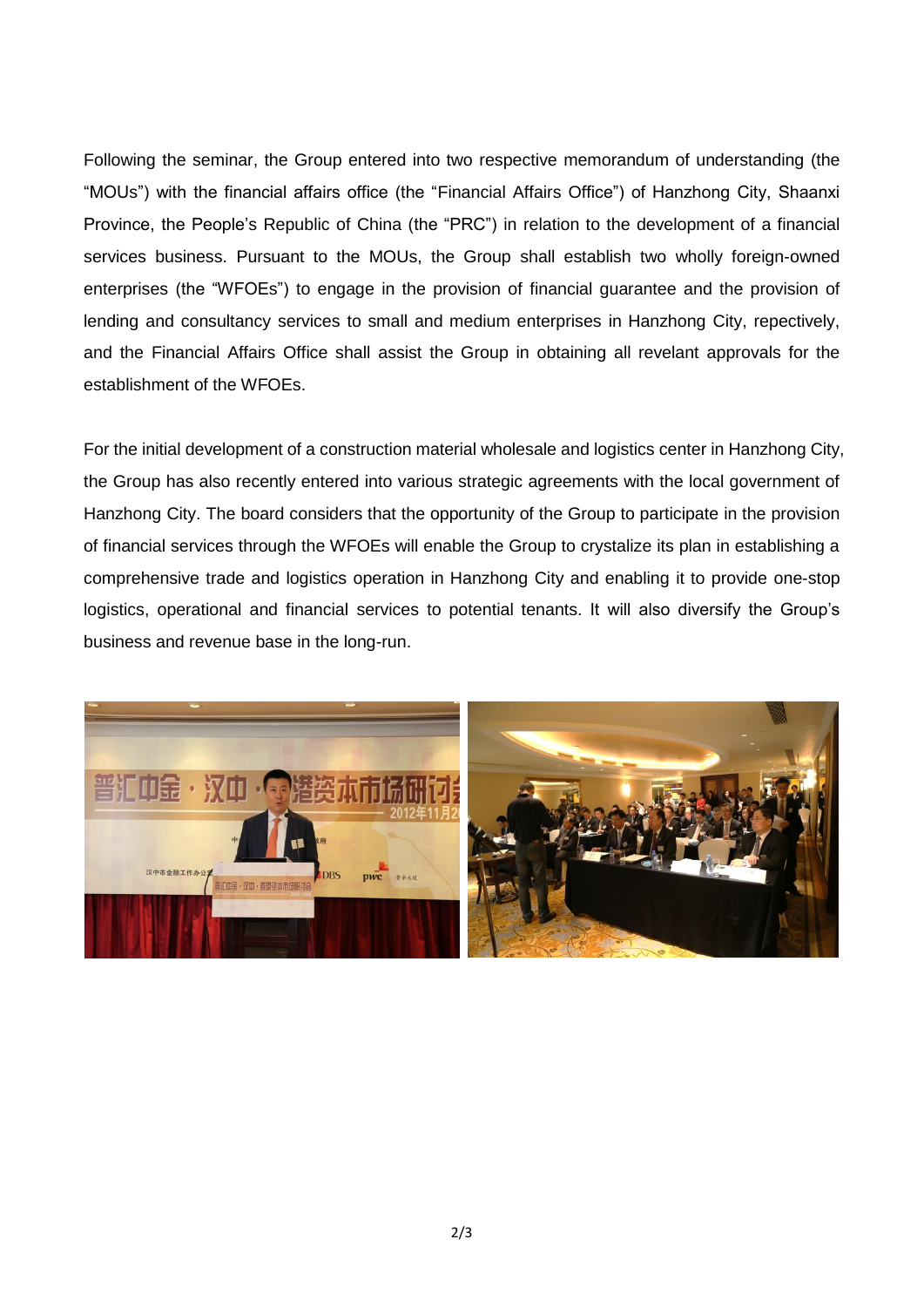Following the seminar, the Group entered into two respective memorandum of understanding (the "MOUs") with the financial affairs office (the "Financial Affairs Office") of Hanzhong City, Shaanxi Province, the People's Republic of China (the "PRC") in relation to the development of a financial services business. Pursuant to the MOUs, the Group shall establish two wholly foreign-owned enterprises (the "WFOEs") to engage in the provision of financial guarantee and the provision of lending and consultancy services to small and medium enterprises in Hanzhong City, repectively, and the Financial Affairs Office shall assist the Group in obtaining all revelant approvals for the establishment of the WFOEs.

For the initial development of a construction material wholesale and logistics center in Hanzhong City, the Group has also recently entered into various strategic agreements with the local government of Hanzhong City. The board considers that the opportunity of the Group to participate in the provision of financial services through the WFOEs will enable the Group to crystalize its plan in establishing a comprehensive trade and logistics operation in Hanzhong City and enabling it to provide one-stop logistics, operational and financial services to potential tenants. It will also diversify the Group's business and revenue base in the long-run.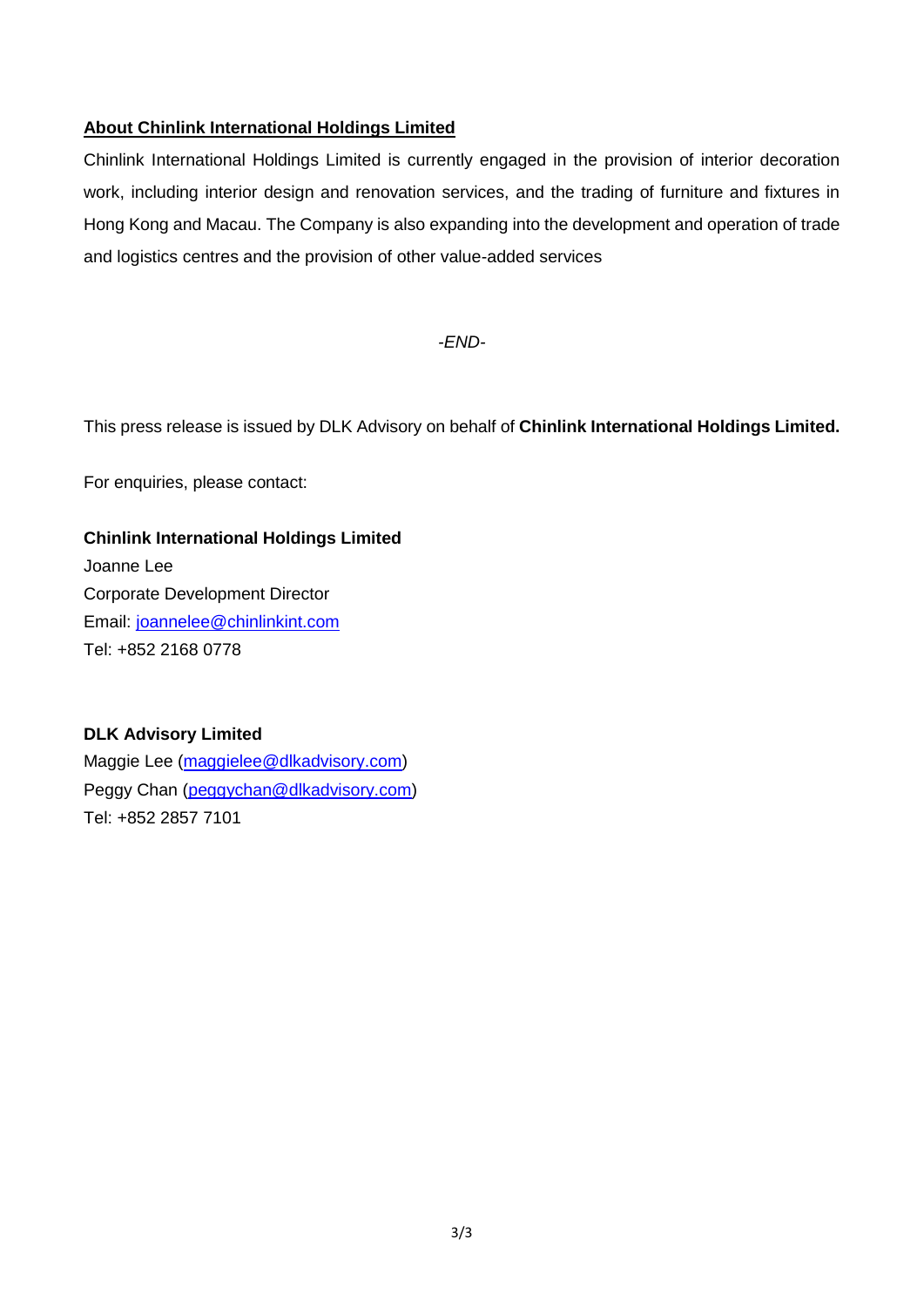**About Chinlink International Holdings Limited**

Chinlink International Holdings Limited is currently engaged in the provision of interior decoration work, including interior design and renovation services, and the trading of furniture and fixtures in Hong Kong and Macau. The Company is also expanding into the development and operation of trade and logistics centres and the provision of other value-added services

*-END-*

This press release is issued by DLK Advisory on behalf of **Chinlink International Holdings Limited.**

For enquiries, please contact:

**Chinlink International Holdings Limited**
Joanne Lee
Corporate Development Director
Email: joannelee@chinlinkint.com
Tel: +852 2168 0778

**DLK Advisory Limited**
Maggie Lee (maggielee@dlkadvisory.com)
Peggy Chan (peggychan@dlkadvisory.com)
Tel: +852 2857 7101